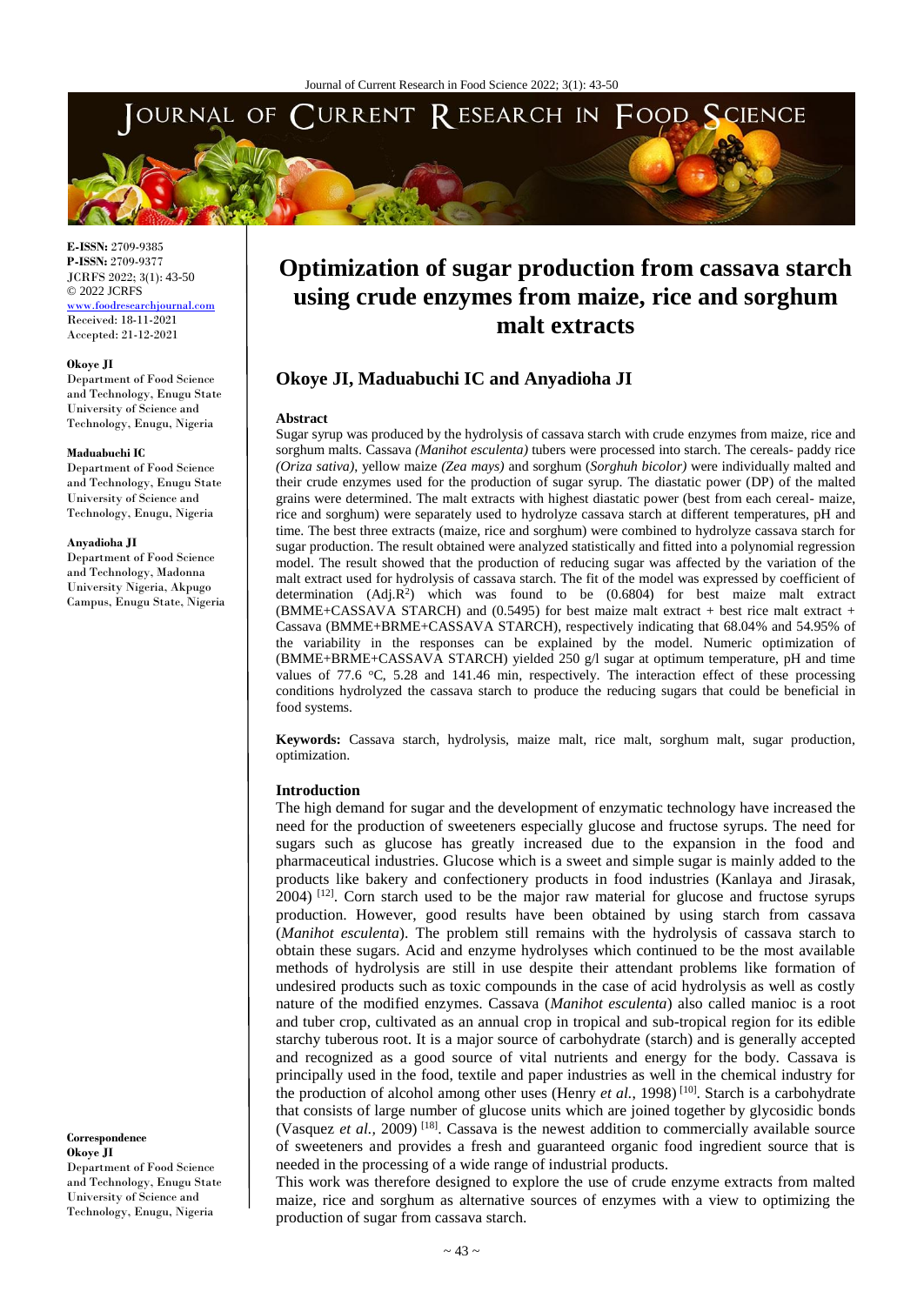E-ISSN: 2709-9385
P-ISSN: 2709-9377
JCRFS 2022; 3(1): 43-50
© 2022 JCRFS
www.foodresearchjournal.com
Received: 18-11-2021
Accepted: 21-12-2021

**Okoye JI**
Department of Food Science and Technology, Enugu State University of Science and Technology, Enugu, Nigeria

**Maduabuchi IC**
Department of Food Science and Technology, Enugu State University of Science and Technology, Enugu, Nigeria

**Anyadioha JI**
Department of Food Science and Technology, Madonna University Nigeria, Akpugo Campus, Enugu State, Nigeria

**Correspondence**
**Okoye JI**
Department of Food Science and Technology, Enugu State University of Science and Technology, Enugu, Nigeria

# Optimization of sugar production from cassava starch using crude enzymes from maize, rice and sorghum malt extracts

## Okoye JI, Maduabuchi IC and Anyadioha JI

### Abstract

Sugar syrup was produced by the hydrolysis of cassava starch with crude enzymes from maize, rice and sorghum malts. Cassava *(Manihot esculenta)* tubers were processed into starch. The cereals- paddy rice *(Oriza sativa)*, yellow maize *(Zea mays)* and sorghum (*Sorghuh bicolor)* were individually malted and their crude enzymes used for the production of sugar syrup. The diastatic power (DP) of the malted grains were determined. The malt extracts with highest diastatic power (best from each cereal- maize, rice and sorghum) were separately used to hydrolyze cassava starch at different temperatures, pH and time. The best three extracts (maize, rice and sorghum) were combined to hydrolyze cassava starch for sugar production. The result obtained were analyzed statistically and fitted into a polynomial regression model. The result showed that the production of reducing sugar was affected by the variation of the malt extract used for hydrolysis of cassava starch. The fit of the model was expressed by coefficient of determination (Adj.$R^2$) which was found to be (0.6804) for best maize malt extract (BMME+CASSAVA STARCH) and (0.5495) for best maize malt extract + best rice malt extract + Cassava (BMME+BRME+CASSAVA STARCH), respectively indicating that 68.04% and 54.95% of the variability in the responses can be explained by the model. Numeric optimization of (BMME+BRME+CASSAVA STARCH) yielded 250 g/l sugar at optimum temperature, pH and time values of 77.6 °C, 5.28 and 141.46 min, respectively. The interaction effect of these processing conditions hydrolyzed the cassava starch to produce the reducing sugars that could be beneficial in food systems.

**Keywords:** Cassava starch, hydrolysis, maize malt, rice malt, sorghum malt, sugar production, optimization.

### Introduction

The high demand for sugar and the development of enzymatic technology have increased the need for the production of sweeteners especially glucose and fructose syrups. The need for sugars such as glucose has greatly increased due to the expansion in the food and pharmaceutical industries. Glucose which is a sweet and simple sugar is mainly added to the products like bakery and confectionery products in food industries (Kanlaya and Jirasak, 2004) [12]. Corn starch used to be the major raw material for glucose and fructose syrups production. However, good results have been obtained by using starch from cassava (*Manihot esculenta*). The problem still remains with the hydrolysis of cassava starch to obtain these sugars. Acid and enzyme hydrolyses which continued to be the most available methods of hydrolysis are still in use despite their attendant problems like formation of undesired products such as toxic compounds in the case of acid hydrolysis as well as costly nature of the modified enzymes. Cassava (*Manihot esculenta*) also called manioc is a root and tuber crop, cultivated as an annual crop in tropical and sub-tropical region for its edible starchy tuberous root. It is a major source of carbohydrate (starch) and is generally accepted and recognized as a good source of vital nutrients and energy for the body. Cassava is principally used in the food, textile and paper industries as well in the chemical industry for the production of alcohol among other uses (Henry *et al.*, 1998) [10]. Starch is a carbohydrate that consists of large number of glucose units which are joined together by glycosidic bonds (Vasquez *et al.*, 2009) [18]. Cassava is the newest addition to commercially available source of sweeteners and provides a fresh and guaranteed organic food ingredient source that is needed in the processing of a wide range of industrial products.

This work was therefore designed to explore the use of crude enzyme extracts from malted maize, rice and sorghum as alternative sources of enzymes with a view to optimizing the production of sugar from cassava starch.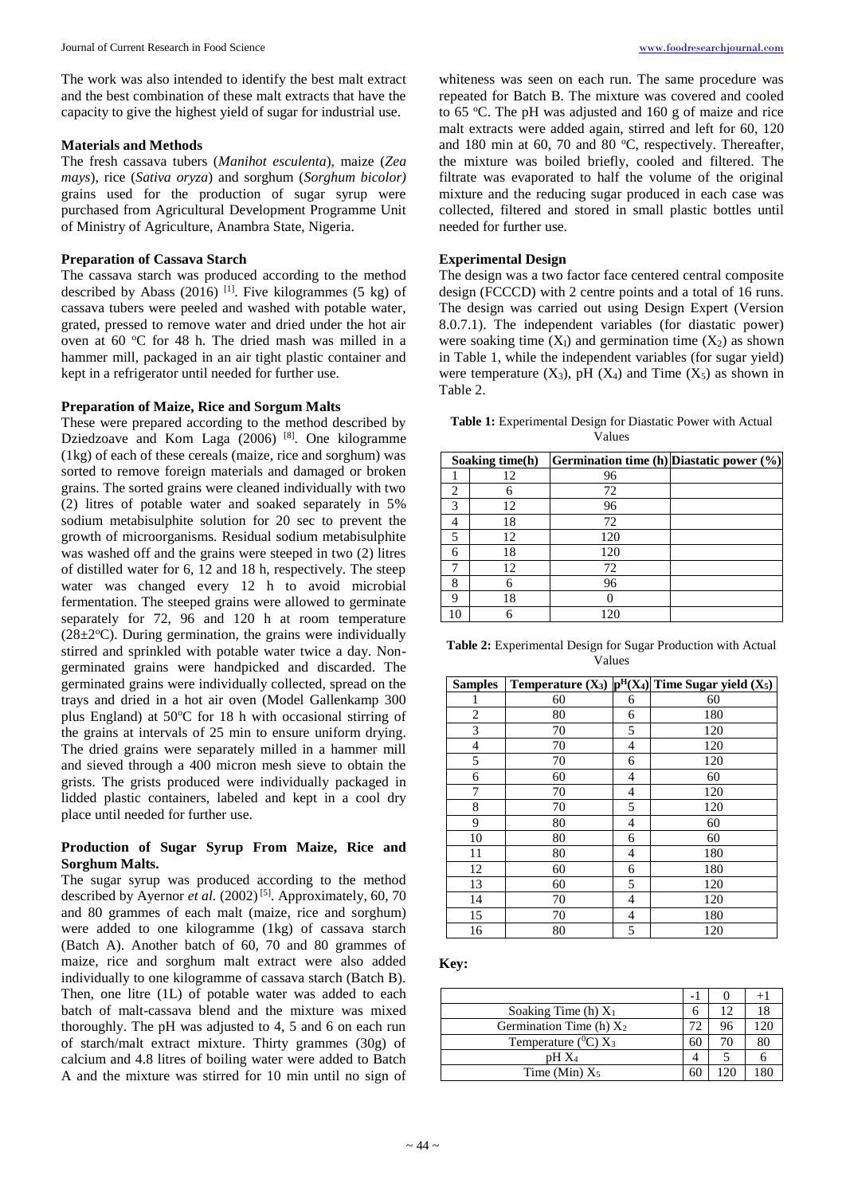The work was also intended to identify the best malt extract and the best combination of these malt extracts that have the capacity to give the highest yield of sugar for industrial use.

## Materials and Methods

The fresh cassava tubers (*Manihot esculenta*), maize (*Zea mays*), rice (*Sativa oryza*) and sorghum (*Sorghum bicolor)* grains used for the production of sugar syrup were purchased from Agricultural Development Programme Unit of Ministry of Agriculture, Anambra State, Nigeria.

### Preparation of Cassava Starch

The cassava starch was produced according to the method described by Abass (2016) [1]. Five kilogrammes (5 kg) of cassava tubers were peeled and washed with potable water, grated, pressed to remove water and dried under the hot air oven at 60 °C for 48 h. The dried mash was milled in a hammer mill, packaged in an air tight plastic container and kept in a refrigerator until needed for further use.

### Preparation of Maize, Rice and Sorgum Malts

These were prepared according to the method described by Dziedzoave and Kom Laga (2006) [8]. One kilogramme (1kg) of each of these cereals (maize, rice and sorghum) was sorted to remove foreign materials and damaged or broken grains. The sorted grains were cleaned individually with two (2) litres of potable water and soaked separately in 5% sodium metabisulphite solution for 20 sec to prevent the growth of microorganisms. Residual sodium metabisulphite was washed off and the grains were steeped in two (2) litres of distilled water for 6, 12 and 18 h, respectively. The steep water was changed every 12 h to avoid microbial fermentation. The steeped grains were allowed to germinate separately for 72, 96 and 120 h at room temperature (28±2°C). During germination, the grains were individually stirred and sprinkled with potable water twice a day. Non-germinated grains were handpicked and discarded. The germinated grains were individually collected, spread on the trays and dried in a hot air oven (Model Gallenkamp 300 plus England) at 50°C for 18 h with occasional stirring of the grains at intervals of 25 min to ensure uniform drying. The dried grains were separately milled in a hammer mill and sieved through a 400 micron mesh sieve to obtain the grists. The grists produced were individually packaged in lidded plastic containers, labeled and kept in a cool dry place until needed for further use.

### Production of Sugar Syrup From Maize, Rice and Sorghum Malts.

The sugar syrup was produced according to the method described by Ayernor *et al.* (2002) [5]. Approximately, 60, 70 and 80 grammes of each malt (maize, rice and sorghum) were added to one kilogramme (1kg) of cassava starch (Batch A). Another batch of 60, 70 and 80 grammes of maize, rice and sorghum malt extract were also added individually to one kilogramme of cassava starch (Batch B). Then, one litre (1L) of potable water was added to each batch of malt-cassava blend and the mixture was mixed thoroughly. The pH was adjusted to 4, 5 and 6 on each run of starch/malt extract mixture. Thirty grammes (30g) of calcium and 4.8 litres of boiling water were added to Batch A and the mixture was stirred for 10 min until no sign of whiteness was seen on each run. The same procedure was repeated for Batch B. The mixture was covered and cooled to 65 °C. The pH was adjusted and 160 g of maize and rice malt extracts were added again, stirred and left for 60, 120 and 180 min at 60, 70 and 80 °C, respectively. Thereafter, the mixture was boiled briefly, cooled and filtered. The filtrate was evaporated to half the volume of the original mixture and the reducing sugar produced in each case was collected, filtered and stored in small plastic bottles until needed for further use.

### Experimental Design

The design was a two factor face centered central composite design (FCCCD) with 2 centre points and a total of 16 runs. The design was carried out using Design Expert (Version 8.0.7.1). The independent variables (for diastatic power) were soaking time ($X_1$) and germination time ($X_2$) as shown in Table 1, while the independent variables (for sugar yield) were temperature ($X_3$), pH ($X_4$) and Time ($X_5$) as shown in Table 2.

**Table 1:** Experimental Design for Diastatic Power with Actual Values

| Soaking time(h) | | Germination time (h) | Diastatic power (%) |
|---|---|---|---|
| 1 | 12 | 96 | |
| 2 | 6 | 72 | |
| 3 | 12 | 96 | |
| 4 | 18 | 72 | |
| 5 | 12 | 120 | |
| 6 | 18 | 120 | |
| 7 | 12 | 72 | |
| 8 | 6 | 96 | |
| 9 | 18 | 0 | |
| 10 | 6 | 120 | |

**Table 2:** Experimental Design for Sugar Production with Actual Values

| Samples | Temperature ($X_3$) | $p^H(X_4)$ | Time Sugar yield ($X_5$) |
|---|---|---|---|
| 1 | 60 | 6 | 60 |
| 2 | 80 | 6 | 180 |
| 3 | 70 | 5 | 120 |
| 4 | 70 | 4 | 120 |
| 5 | 70 | 6 | 120 |
| 6 | 60 | 4 | 60 |
| 7 | 70 | 4 | 120 |
| 8 | 70 | 5 | 120 |
| 9 | 80 | 4 | 60 |
| 10 | 80 | 6 | 60 |
| 11 | 80 | 4 | 180 |
| 12 | 60 | 6 | 180 |
| 13 | 60 | 5 | 120 |
| 14 | 70 | 4 | 120 |
| 15 | 70 | 4 | 180 |
| 16 | 80 | 5 | 120 |

**Key:**

| | -1 | 0 | +1 |
|---|---|---|---|
| Soaking Time (h) $X_1$ | 6 | 12 | 18 |
| Germination Time (h) $X_2$ | 72 | 96 | 120 |
| Temperature ($^0$C) $X_3$ | 60 | 70 | 80 |
| pH $X_4$ | 4 | 5 | 6 |
| Time (Min) $X_5$ | 60 | 120 | 180 |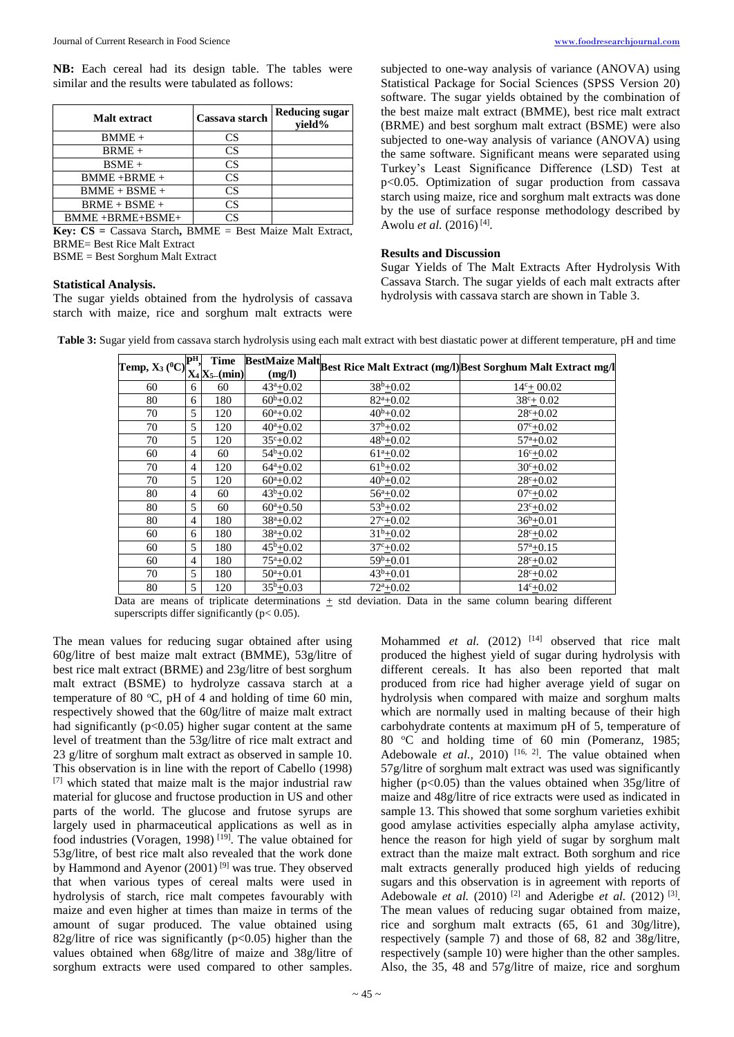**NB:** Each cereal had its design table. The tables were similar and the results were tabulated as follows:

| Malt extract | Cassava starch | Reducing sugar yield% |
|---|---|---|
| BMME + | CS | |
| BRME + | CS | |
| BSME + | CS | |
| BMME +BRME + | CS | |
| BMME + BSME + | CS | |
| BRME + BSME + | CS | |
| BMME +BRME+BSME+ | CS | |

**Key: CS =** Cassava Starch**,** BMME = Best Maize Malt Extract, BRME= Best Rice Malt Extract
BSME = Best Sorghum Malt Extract

#### Statistical Analysis.

The sugar yields obtained from the hydrolysis of cassava starch with maize, rice and sorghum malt extracts were subjected to one-way analysis of variance (ANOVA) using Statistical Package for Social Sciences (SPSS Version 20) software. The sugar yields obtained by the combination of the best maize malt extract (BMME), best rice malt extract (BRME) and best sorghum malt extract (BSME) were also subjected to one-way analysis of variance (ANOVA) using the same software. Significant means were separated using Turkey's Least Significance Difference (LSD) Test at $p<0.05$. Optimization of sugar production from cassava starch using maize, rice and sorghum malt extracts was done by the use of surface response methodology described by Awolu *et al.* (2016) [4].

#### Results and Discussion

Sugar Yields of The Malt Extracts After Hydrolysis With Cassava Starch. The sugar yields of each malt extracts after hydrolysis with cassava starch are shown in Table 3.

**Table 3:** Sugar yield from cassava starch hydrolysis using each malt extract with best diastatic power at different temperature, pH and time

| Temp, $X_3$ (⁰C) | pH, $X_4$ | Time $X_5$ (min) | BestMaize Malt (mg/l) | Best Rice Malt Extract (mg/l) | Best Sorghum Malt Extract mg/l |
|---|---|---|---|---|---|
| 60 | 6 | 60 | $43^a \pm 0.02$ | $38^b \pm 0.02$ | $14^c \pm 00.02$ |
| 80 | 6 | 180 | $60^b \pm 0.02$ | $82^a \pm 0.02$ | $38^c \pm 0.02$ |
| 70 | 5 | 120 | $60^a \pm 0.02$ | $40^b \pm 0.02$ | $28^c \pm 0.02$ |
| 70 | 5 | 120 | $40^a \pm 0.02$ | $37^b \pm 0.02$ | $07^c \pm 0.02$ |
| 70 | 5 | 120 | $35^c \pm 0.02$ | $48^b \pm 0.02$ | $57^a \pm 0.02$ |
| 60 | 4 | 60 | $54^b \pm 0.02$ | $61^a \pm 0.02$ | $16^c \pm 0.02$ |
| 70 | 4 | 120 | $64^a \pm 0.02$ | $61^b \pm 0.02$ | $30^c \pm 0.02$ |
| 70 | 5 | 120 | $60^a \pm 0.02$ | $40^b \pm 0.02$ | $28^c \pm 0.02$ |
| 80 | 4 | 60 | $43^b \pm 0.02$ | $56^a \pm 0.02$ | $07^c \pm 0.02$ |
| 80 | 5 | 60 | $60^a \pm 0.50$ | $53^b \pm 0.02$ | $23^c \pm 0.02$ |
| 80 | 4 | 180 | $38^a \pm 0.02$ | $27^c \pm 0.02$ | $36^b \pm 0.01$ |
| 60 | 6 | 180 | $38^a \pm 0.02$ | $31^b \pm 0.02$ | $28^c \pm 0.02$ |
| 60 | 5 | 180 | $45^b \pm 0.02$ | $37^c \pm 0.02$ | $57^a \pm 0.15$ |
| 60 | 4 | 180 | $75^a \pm 0.02$ | $59^b \pm 0.01$ | $28^c \pm 0.02$ |
| 70 | 5 | 180 | $50^a \pm 0.01$ | $43^b \pm 0.01$ | $28^c \pm 0.02$ |
| 80 | 5 | 120 | $35^b \pm 0.03$ | $72^a \pm 0.02$ | $14^c \pm 0.02$ |

Data are means of triplicate determinations $\pm$ std deviation. Data in the same column bearing different superscripts differ significantly ($p< 0.05$).

The mean values for reducing sugar obtained after using 60g/litre of best maize malt extract (BMME), 53g/litre of best rice malt extract (BRME) and 23g/litre of best sorghum malt extract (BSME) to hydrolyze cassava starch at a temperature of 80 ⁰C, pH of 4 and holding of time 60 min, respectively showed that the 60g/litre of maize malt extract had significantly ($p<0.05$) higher sugar content at the same level of treatment than the 53g/litre of rice malt extract and 23 g/litre of sorghum malt extract as observed in sample 10. This observation is in line with the report of Cabello (1998) [7] which stated that maize malt is the major industrial raw material for glucose and fructose production in US and other parts of the world. The glucose and frutose syrups are largely used in pharmaceutical applications as well as in food industries (Voragen, 1998) [19]. The value obtained for 53g/litre, of best rice malt also revealed that the work done by Hammond and Ayenor (2001) [9] was true. They observed that when various types of cereal malts were used in hydrolysis of starch, rice malt competes favourably with maize and even higher at times than maize in terms of the amount of sugar produced. The value obtained using 82g/litre of rice was significantly ($p<0.05$) higher than the values obtained when 68g/litre of maize and 38g/litre of sorghum extracts were used compared to other samples. Mohammed *et al.* (2012) [14] observed that rice malt produced the highest yield of sugar during hydrolysis with different cereals. It has also been reported that malt produced from rice had higher average yield of sugar on hydrolysis when compared with maize and sorghum malts which are normally used in malting because of their high carbohydrate contents at maximum pH of 5, temperature of 80 ⁰C and holding time of 60 min (Pomeranz, 1985; Adebowale *et al.,* 2010) [16, 2]. The value obtained when 57g/litre of sorghum malt extract was used was significantly higher ($p<0.05$) than the values obtained when 35g/litre of maize and 48g/litre of rice extracts were used as indicated in sample 13. This showed that some sorghum varieties exhibit good amylase activities especially alpha amylase activity, hence the reason for high yield of sugar by sorghum malt extract than the maize malt extract. Both sorghum and rice malt extracts generally produced high yields of reducing sugars and this observation is in agreement with reports of Adebowale *et al.* (2010) [2] and Aderigbe *et al.* (2012) [3]. The mean values of reducing sugar obtained from maize, rice and sorghum malt extracts (65, 61 and 30g/litre), respectively (sample 7) and those of 68, 82 and 38g/litre, respectively (sample 10) were higher than the other samples. Also, the 35, 48 and 57g/litre of maize, rice and sorghum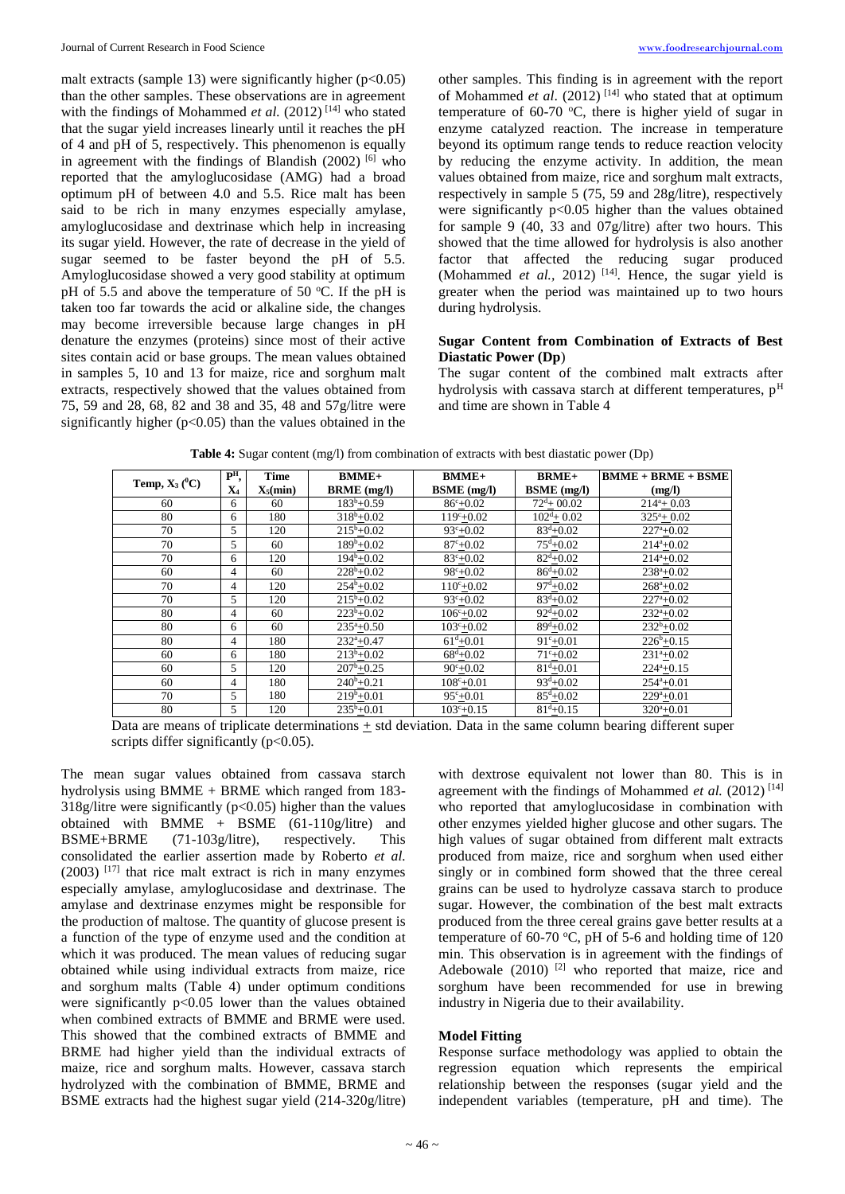malt extracts (sample 13) were significantly higher ($p<0.05$) than the other samples. These observations are in agreement with the findings of Mohammed *et al.* (2012) [14] who stated that the sugar yield increases linearly until it reaches the pH of 4 and pH of 5, respectively. This phenomenon is equally in agreement with the findings of Blandish (2002) [6] who reported that the amyloglucosidase (AMG) had a broad optimum pH of between 4.0 and 5.5. Rice malt has been said to be rich in many enzymes especially amylase, amyloglucosidase and dextrinase which help in increasing its sugar yield. However, the rate of decrease in the yield of sugar seemed to be faster beyond the pH of 5.5. Amyloglucosidase showed a very good stability at optimum pH of 5.5 and above the temperature of 50 °C. If the pH is taken too far towards the acid or alkaline side, the changes may become irreversible because large changes in pH denature the enzymes (proteins) since most of their active sites contain acid or base groups. The mean values obtained in samples 5, 10 and 13 for maize, rice and sorghum malt extracts, respectively showed that the values obtained from 75, 59 and 28, 68, 82 and 38 and 35, 48 and 57g/litre were significantly higher ($p<0.05$) than the values obtained in the other samples. This finding is in agreement with the report of Mohammed *et al*. (2012) [14] who stated that at optimum temperature of 60-70 °C, there is higher yield of sugar in enzyme catalyzed reaction. The increase in temperature beyond its optimum range tends to reduce reaction velocity by reducing the enzyme activity. In addition, the mean values obtained from maize, rice and sorghum malt extracts, respectively in sample 5 (75, 59 and 28g/litre), respectively were significantly $p<0.05$ higher than the values obtained for sample 9 (40, 33 and 07g/litre) after two hours. This showed that the time allowed for hydrolysis is also another factor that affected the reducing sugar produced (Mohammed *et al.*, 2012) [14]. Hence, the sugar yield is greater when the period was maintained up to two hours during hydrolysis.

## Sugar Content from Combination of Extracts of Best Diastatic Power (Dp)

The sugar content of the combined malt extracts after hydrolysis with cassava starch at different temperatures, $p^H$ and time are shown in Table 4

**Table 4:** Sugar content (mg/l) from combination of extracts with best diastatic power (Dp)

| Temp, $X_3$ ($^0$C) | $P^H$, $X_4$ | Time $X_5$(min) | BMME+ BRME (mg/l) | BMME+ BSME (mg/l) | BRME+ BSME (mg/l) | BMME + BRME + BSME (mg/l) |
|---|---|---|---|---|---|---|
| 60 | 6 | 60 | $183^b$+0.59 | $86^c$+0.02 | $72^d$+ 00.02 | $214^a$+ 0.03 |
| 80 | 6 | 180 | $318^b$+0.02 | $119^c$+0.02 | $102^d$+ 0.02 | $325^a$+ 0.02 |
| 70 | 5 | 120 | $215^b$+0.02 | $93^c$+0.02 | $83^d$+0.02 | $227^a$+0.02 |
| 70 | 5 | 60 | $189^b$+0.02 | $87^c$+0.02 | $75^d$+0.02 | $214^a$+0.02 |
| 70 | 6 | 120 | $194^b$+0.02 | $83^c$+0.02 | $82^d$+0.02 | $214^a$+0.02 |
| 60 | 4 | 60 | $228^b$+0.02 | $98^c$+0.02 | $86^d$+0.02 | $238^a$+0.02 |
| 70 | 4 | 120 | $254^b$+0.02 | $110^c$+0.02 | $97^d$+0.02 | $268^a$+0.02 |
| 70 | 5 | 120 | $215^b$+0.02 | $93^c$+0.02 | $83^d$+0.02 | $227^a$+0.02 |
| 80 | 4 | 60 | $223^b$+0.02 | $106^c$+0.02 | $92^d$+0.02 | $232^a$+0.02 |
| 80 | 6 | 60 | $235^a$+0.50 | $103^c$+0.02 | $89^d$+0.02 | $232^b$+0.02 |
| 80 | 4 | 180 | $232^a$+0.47 | $61^d$+0.01 | $91^c$+0.01 | $226^b$+0.15 |
| 60 | 6 | 180 | $213^b$+0.02 | $68^d$+0.02 | $71^c$+0.02 | $231^a$+0.02 |
| 60 | 5 | 120 | $207^b$+0.25 | $90^c$+0.02 | $81^d$+0.01 | $224^a$+0.15 |
| 60 | 4 | 180 | $240^b$+0.21 | $108^c$+0.01 | $93^d$+0.02 | $254^a$+0.01 |
| 70 | 5 | 180 | $219^b$+0.01 | $95^c$+0.01 | $85^d$+0.02 | $229^a$+0.01 |
| 80 | 5 | 120 | $235^b$+0.01 | $103^c$+0.15 | $81^d$+0.15 | $320^a$+0.01 |

Data are means of triplicate determinations + std deviation. Data in the same column bearing different super scripts differ significantly ($p<0.05$).

The mean sugar values obtained from cassava starch hydrolysis using BMME + BRME which ranged from 183-318g/litre were significantly ($p<0.05$) higher than the values obtained with BMME + BSME (61-110g/litre) and BSME+BRME (71-103g/litre), respectively. This consolidated the earlier assertion made by Roberto *et al.* (2003) [17] that rice malt extract is rich in many enzymes especially amylase, amyloglucosidase and dextrinase. The amylase and dextrinase enzymes might be responsible for the production of maltose. The quantity of glucose present is a function of the type of enzyme used and the condition at which it was produced. The mean values of reducing sugar obtained while using individual extracts from maize, rice and sorghum malts (Table 4) under optimum conditions were significantly $p<0.05$ lower than the values obtained when combined extracts of BMME and BRME were used. This showed that the combined extracts of BMME and BRME had higher yield than the individual extracts of maize, rice and sorghum malts. However, cassava starch hydrolyzed with the combination of BMME, BRME and BSME extracts had the highest sugar yield (214-320g/litre) with dextrose equivalent not lower than 80. This is in agreement with the findings of Mohammed *et al.* (2012) [14] who reported that amyloglucosidase in combination with other enzymes yielded higher glucose and other sugars. The high values of sugar obtained from different malt extracts produced from maize, rice and sorghum when used either singly or in combined form showed that the three cereal grains can be used to hydrolyze cassava starch to produce sugar. However, the combination of the best malt extracts produced from the three cereal grains gave better results at a temperature of 60-70 °C, pH of 5-6 and holding time of 120 min. This observation is in agreement with the findings of Adebowale (2010) [2] who reported that maize, rice and sorghum have been recommended for use in brewing industry in Nigeria due to their availability.

## Model Fitting

Response surface methodology was applied to obtain the regression equation which represents the empirical relationship between the responses (sugar yield and the independent variables (temperature, pH and time). The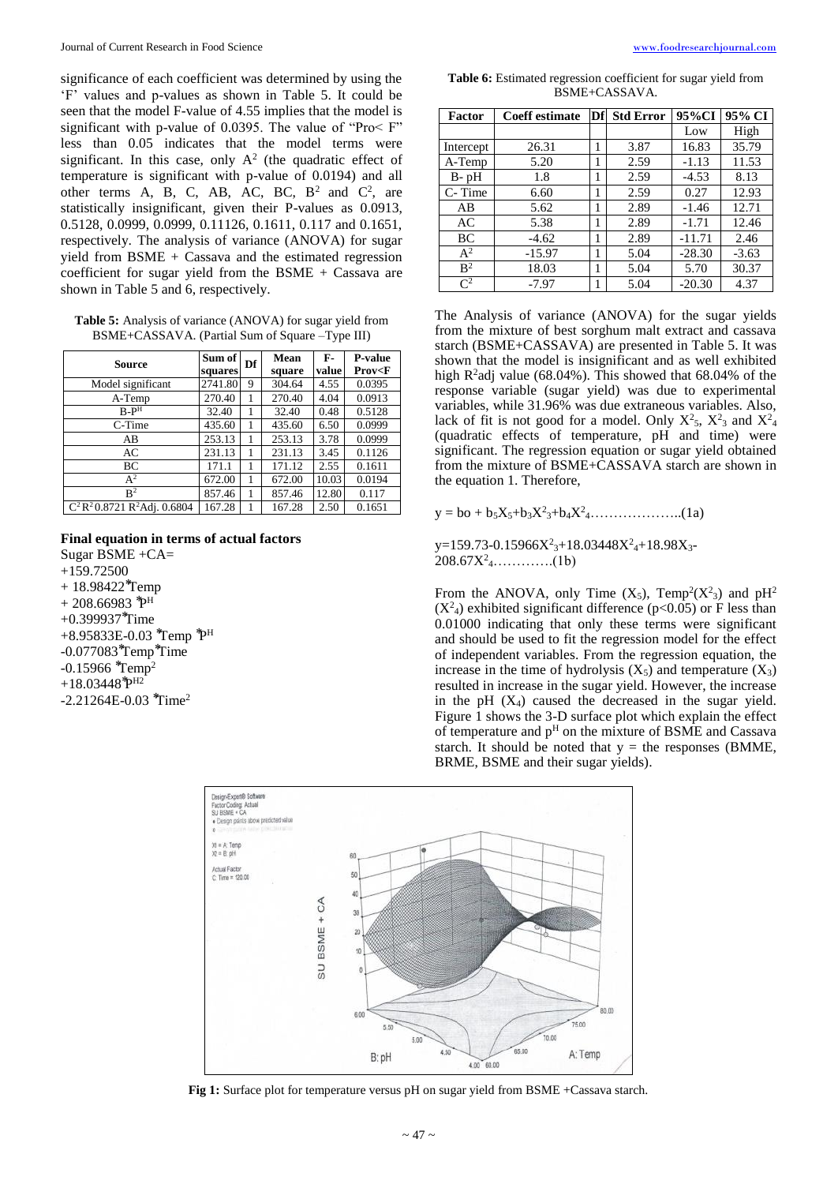significance of each coefficient was determined by using the 'F' values and p-values as shown in Table 5. It could be seen that the model F-value of 4.55 implies that the model is significant with p-value of 0.0395. The value of "Pro< F" less than 0.05 indicates that the model terms were significant. In this case, only $A^2$ (the quadratic effect of temperature is significant with p-value of 0.0194) and all other terms A, B, C, AB, AC, BC, $B^2$ and $C^2$, are statistically insignificant, given their P-values as 0.0913, 0.5128, 0.0999, 0.0999, 0.11126, 0.1611, 0.117 and 0.1651, respectively. The analysis of variance (ANOVA) for sugar yield from BSME + Cassava and the estimated regression coefficient for sugar yield from the BSME + Cassava are shown in Table 5 and 6, respectively.

**Table 5:** Analysis of variance (ANOVA) for sugar yield from BSME+CASSAVA. (Partial Sum of Square –Type III)

| Source | Sum of squares | Df | Mean square | F-value | P-value Prov<F |
|---|---|---|---|---|---|
| Model significant | 2741.80 | 9 | 304.64 | 4.55 | 0.0395 |
| A-Temp | 270.40 | 1 | 270.40 | 4.04 | 0.0913 |
| B-$P^H$ | 32.40 | 1 | 32.40 | 0.48 | 0.5128 |
| C-Time | 435.60 | 1 | 435.60 | 6.50 | 0.0999 |
| AB | 253.13 | 1 | 253.13 | 3.78 | 0.0999 |
| AC | 231.13 | 1 | 231.13 | 3.45 | 0.1126 |
| BC | 171.1 | 1 | 171.12 | 2.55 | 0.1611 |
| $A^2$ | 672.00 | 1 | 672.00 | 10.03 | 0.0194 |
| $B^2$ | 857.46 | 1 | 857.46 | 12.80 | 0.117 |
| $C^2$ $R^2$ 0.8721 $R^2$Adj. 0.6804 | 167.28 | 1 | 167.28 | 2.50 | 0.1651 |

### Final equation in terms of actual factors

Sugar BSME +CA=
+159.72500
+ 18.98422*Temp
+ 208.66983 *$P^H$
+0.399937*Time
+8.95833E-03 *Temp *$P^H$
-0.077083*Temp*Time
-0.15966 *$Temp^2$
+18.03448*$P^{H2}$
-2.21264E-03 *$Time^2$

**Table 6:** Estimated regression coefficient for sugar yield from BSME+CASSAVA.

| Factor | Coeff estimate | Df | Std Error | 95%CI | 95% CI |
|---|---|---|---|---|---|
| | | | | Low | High |
| Intercept | 26.31 | 1 | 3.87 | 16.83 | 35.79 |
| A-Temp | 5.20 | 1 | 2.59 | -1.13 | 11.53 |
| B- pH | 1.8 | 1 | 2.59 | -4.53 | 8.13 |
| C- Time | 6.60 | 1 | 2.59 | 0.27 | 12.93 |
| AB | 5.62 | 1 | 2.89 | -1.46 | 12.71 |
| AC | 5.38 | 1 | 2.89 | -1.71 | 12.46 |
| BC | -4.62 | 1 | 2.89 | -11.71 | 2.46 |
| $A^2$ | -15.97 | 1 | 5.04 | -28.30 | -3.63 |
| $B^2$ | 18.03 | 1 | 5.04 | 5.70 | 30.37 |
| $C^2$ | -7.97 | 1 | 5.04 | -20.30 | 4.37 |

The Analysis of variance (ANOVA) for the sugar yields from the mixture of best sorghum malt extract and cassava starch (BSME+CASSAVA) are presented in Table 5. It was shown that the model is insignificant and as well exhibited high $R^2$adj value (68.04%). This showed that 68.04% of the response variable (sugar yield) was due to experimental variables, while 31.96% was due extraneous variables. Also, lack of fit is not good for a model. Only $X^2_5$, $X^2_3$ and $X^2_4$ (quadratic effects of temperature, pH and time) were significant. The regression equation or sugar yield obtained from the mixture of BSME+CASSAVA starch are shown in the equation 1. Therefore,

$$y = bo + b_5X_5+b_3X^2_3+b_4X^2_4 \quad\text{...(1a)}$$

$$y=159.73-0.15966X^2_3+18.03448X^2_4+18.98X_3-208.67X^2_4 \quad\text{...(1b)}$$

From the ANOVA, only Time ($X_5$), Temp$^2$($X^2_3$) and pH$^2$ ($X^2_4$) exhibited significant difference ($p<0.05$) or F less than 0.01000 indicating that only these terms were significant and should be used to fit the regression model for the effect of independent variables. From the regression equation, the increase in the time of hydrolysis ($X_5$) and temperature ($X_3$) resulted in increase in the sugar yield. However, the increase in the pH ($X_4$) caused the decreased in the sugar yield. Figure 1 shows the 3-D surface plot which explain the effect of temperature and $p^H$ on the mixture of BSME and Cassava starch. It should be noted that y = the responses (BMME, BRME, BSME and their sugar yields).

**Fig 1:** Surface plot for temperature versus pH on sugar yield from BSME +Cassava starch.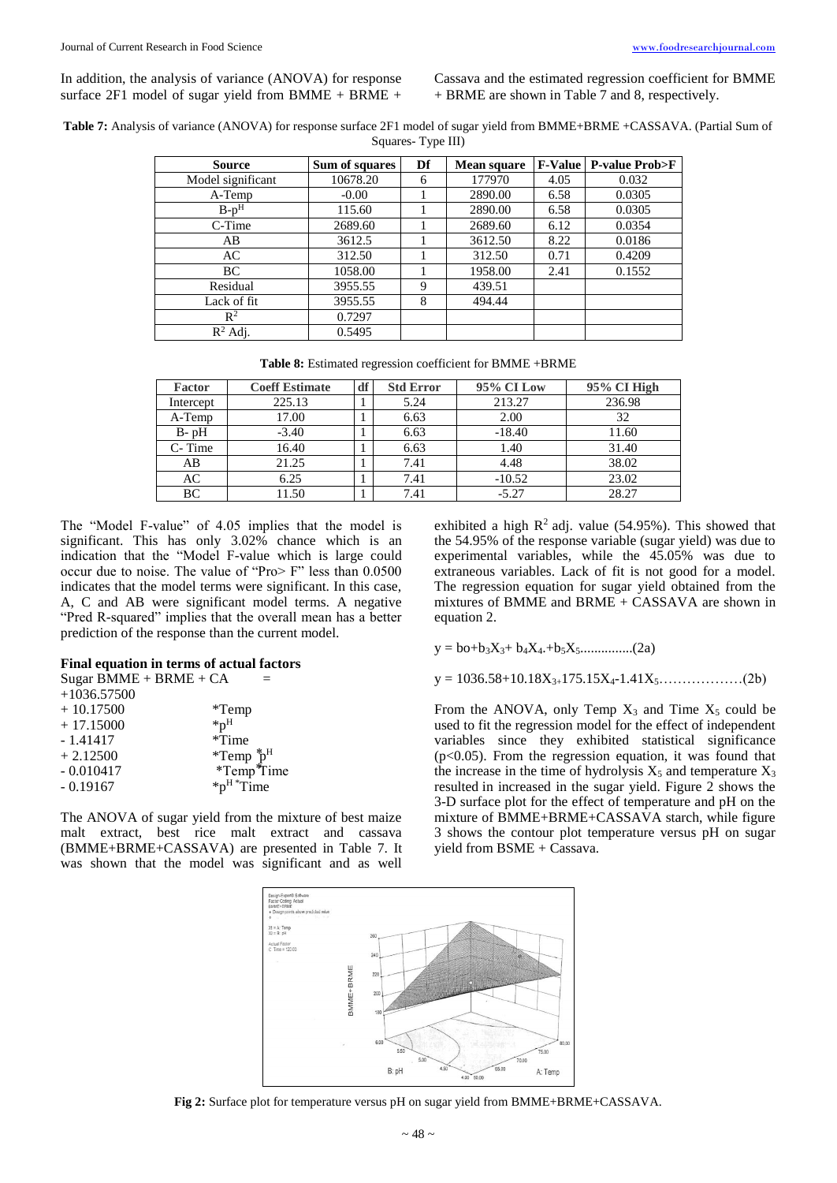In addition, the analysis of variance (ANOVA) for response surface 2F1 model of sugar yield from BMME + BRME + Cassava and the estimated regression coefficient for BMME + BRME are shown in Table 7 and 8, respectively.

**Table 7:** Analysis of variance (ANOVA) for response surface 2F1 model of sugar yield from BMME+BRME +CASSAVA. (Partial Sum of Squares- Type III)

| Source | Sum of squares | Df | Mean square | F-Value | P-value Prob>F |
|---|---|---|---|---|---|
| Model significant | 10678.20 | 6 | 177970 | 4.05 | 0.032 |
| A-Temp | -0.00 | 1 | 2890.00 | 6.58 | 0.0305 |
| B-p$^H$ | 115.60 | 1 | 2890.00 | 6.58 | 0.0305 |
| C-Time | 2689.60 | 1 | 2689.60 | 6.12 | 0.0354 |
| AB | 3612.5 | 1 | 3612.50 | 8.22 | 0.0186 |
| AC | 312.50 | 1 | 312.50 | 0.71 | 0.4209 |
| BC | 1058.00 | 1 | 1958.00 | 2.41 | 0.1552 |
| Residual | 3955.55 | 9 | 439.51 | | |
| Lack of fit | 3955.55 | 8 | 494.44 | | |
| $R^2$ | 0.7297 | | | | |
| $R^2$ Adj. | 0.5495 | | | | |

**Table 8:** Estimated regression coefficient for BMME +BRME

| Factor | Coeff Estimate | df | Std Error | 95% CI Low | 95% CI High |
|---|---|---|---|---|---|
| Intercept | 225.13 | 1 | 5.24 | 213.27 | 236.98 |
| A-Temp | 17.00 | 1 | 6.63 | 2.00 | 32 |
| B- pH | -3.40 | 1 | 6.63 | -18.40 | 11.60 |
| C- Time | 16.40 | 1 | 6.63 | 1.40 | 31.40 |
| AB | 21.25 | 1 | 7.41 | 4.48 | 38.02 |
| AC | 6.25 | 1 | 7.41 | -10.52 | 23.02 |
| BC | 11.50 | 1 | 7.41 | -5.27 | 28.27 |

The "Model F-value" of 4.05 implies that the model is significant. This has only 3.02% chance which is an indication that the "Model F-value which is large could occur due to noise. The value of "Pro> F" less than 0.0500 indicates that the model terms were significant. In this case, A, C and AB were significant model terms. A negative "Pred R-squared" implies that the overall mean has a better prediction of the response than the current model.

### Final equation in terms of actual factors

Sugar BMME + BRME + CA =

| | |
|---|---|
| +1036.57500 | |
| + 10.17500 | *Temp |
| + 17.15000 | *p$^H$ |
| - 1.41417 | *Time |
| + 2.12500 | *Temp *p$^H$ |
| - 0.010417 | *Temp*Time |
| - 0.19167 | *p$^H$ *Time |

The ANOVA of sugar yield from the mixture of best maize malt extract, best rice malt extract and cassava (BMME+BRME+CASSAVA) are presented in Table 7. It was shown that the model was significant and as well exhibited a high $R^2$ adj. value (54.95%). This showed that the 54.95% of the response variable (sugar yield) was due to experimental variables, while the 45.05% was due to extraneous variables. Lack of fit is not good for a model. The regression equation for sugar yield obtained from the mixtures of BMME and BRME + CASSAVA are shown in equation 2.

$$y = b_0 + b_3X_3 + b_4X_4 + b_5X_5 \qquad (2a)$$

$$y = 1036.58 + 10.18X_3 + 175.15X_4 - 1.41X_5 \qquad (2b)$$

From the ANOVA, only Temp $X_3$ and Time $X_5$ could be used to fit the regression model for the effect of independent variables since they exhibited statistical significance ($p<0.05$). From the regression equation, it was found that the increase in the time of hydrolysis $X_5$ and temperature $X_3$ resulted in increased in the sugar yield. Figure 2 shows the 3-D surface plot for the effect of temperature and pH on the mixture of BMME+BRME+CASSAVA starch, while figure 3 shows the contour plot temperature versus pH on sugar yield from BSME + Cassava.

**Fig 2:** Surface plot for temperature versus pH on sugar yield from BMME+BRME+CASSAVA.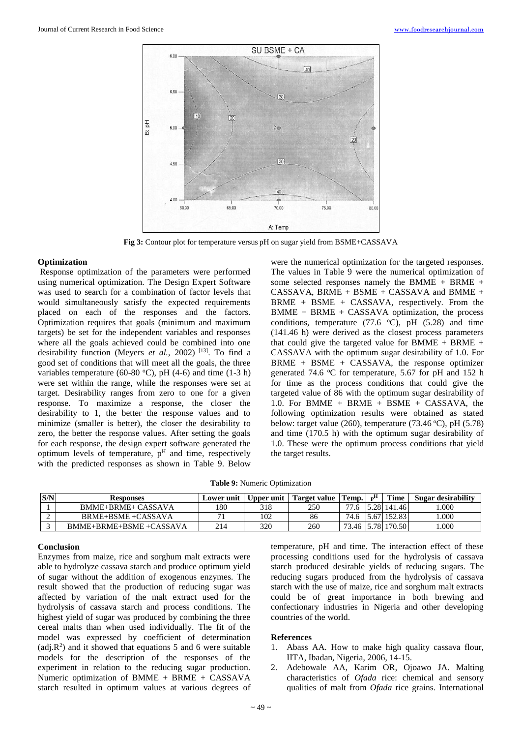Fig 3: Contour plot for temperature versus pH on sugar yield from BSME+CASSAVA

### Optimization

Response optimization of the parameters were performed using numerical optimization. The Design Expert Software was used to search for a combination of factor levels that would simultaneously satisfy the expected requirements placed on each of the responses and the factors. Optimization requires that goals (minimum and maximum targets) be set for the independent variables and responses where all the goals achieved could be combined into one desirability function (Meyers *et al.*, 2002) [13]. To find a good set of conditions that will meet all the goals, the three variables temperature (60-80 °C), pH (4-6) and time (1-3 h) were set within the range, while the responses were set at target. Desirability ranges from zero to one for a given response. To maximize a response, the closer the desirability to 1, the better the response values and to minimize (smaller is better), the closer the desirability to zero, the better the response values. After setting the goals for each response, the design expert software generated the optimum levels of temperature, $p^H$ and time, respectively with the predicted responses as shown in Table 9. Below were the numerical optimization for the targeted responses. The values in Table 9 were the numerical optimization of some selected responses namely the BMME + BRME + CASSAVA, BRME + BSME + CASSAVA and BMME + BRME + BSME + CASSAVA, respectively. From the BMME + BRME + CASSAVA optimization, the process conditions, temperature (77.6 °C), pH (5.28) and time (141.46 h) were derived as the closest process parameters that could give the targeted value for BMME + BRME + CASSAVA with the optimum sugar desirability of 1.0. For BRME + BSME + CASSAVA, the response optimizer generated 74.6 °C for temperature, 5.67 for pH and 152 h for time as the process conditions that could give the targeted value of 86 with the optimum sugar desirability of 1.0. For BMME + BRME + BSME + CASSAVA, the following optimization results were obtained as stated below: target value (260), temperature (73.46 °C), pH (5.78) and time (170.5 h) with the optimum sugar desirability of 1.0. These were the optimum process conditions that yield the target results.

**Table 9:** Numeric Optimization

| S/N | Responses | Lower unit | Upper unit | Target value | Temp. | $p^H$ | Time | Sugar desirability |
|---|---|---|---|---|---|---|---|---|
| 1 | BMME+BRME+ CASSAVA | 180 | 318 | 250 | 77.6 | 5.28 | 141.46 | 1.000 |
| 2 | BRME+BSME +CASSAVA | 71 | 102 | 86 | 74.6 | 5.67 | 152.83 | 1.000 |
| 3 | BMME+BRME+BSME +CASSAVA | 214 | 320 | 260 | 73.46 | 5.78 | 170.50 | 1.000 |

### Conclusion

Enzymes from maize, rice and sorghum malt extracts were able to hydrolyze cassava starch and produce optimum yield of sugar without the addition of exogenous enzymes. The result showed that the production of reducing sugar was affected by variation of the malt extract used for the hydrolysis of cassava starch and process conditions. The highest yield of sugar was produced by combining the three cereal malts than when used individually. The fit of the model was expressed by coefficient of determination (adj.$R^2$) and it showed that equations 5 and 6 were suitable models for the description of the responses of the experiment in relation to the reducing sugar production. Numeric optimization of BMME + BRME + CASSAVA starch resulted in optimum values at various degrees of temperature, pH and time. The interaction effect of these processing conditions used for the hydrolysis of cassava starch produced desirable yields of reducing sugars. The reducing sugars produced from the hydrolysis of cassava starch with the use of maize, rice and sorghum malt extracts could be of great importance in both brewing and confectionary industries in Nigeria and other developing countries of the world.

### References

1. Abass AA. How to make high quality cassava flour, IITA, Ibadan, Nigeria, 2006, 14-15.
2. Adebowale AA, Karim OR, Ojoawo JA. Malting characteristics of *Ofada* rice: chemical and sensory qualities of malt from *Ofada* rice grains. International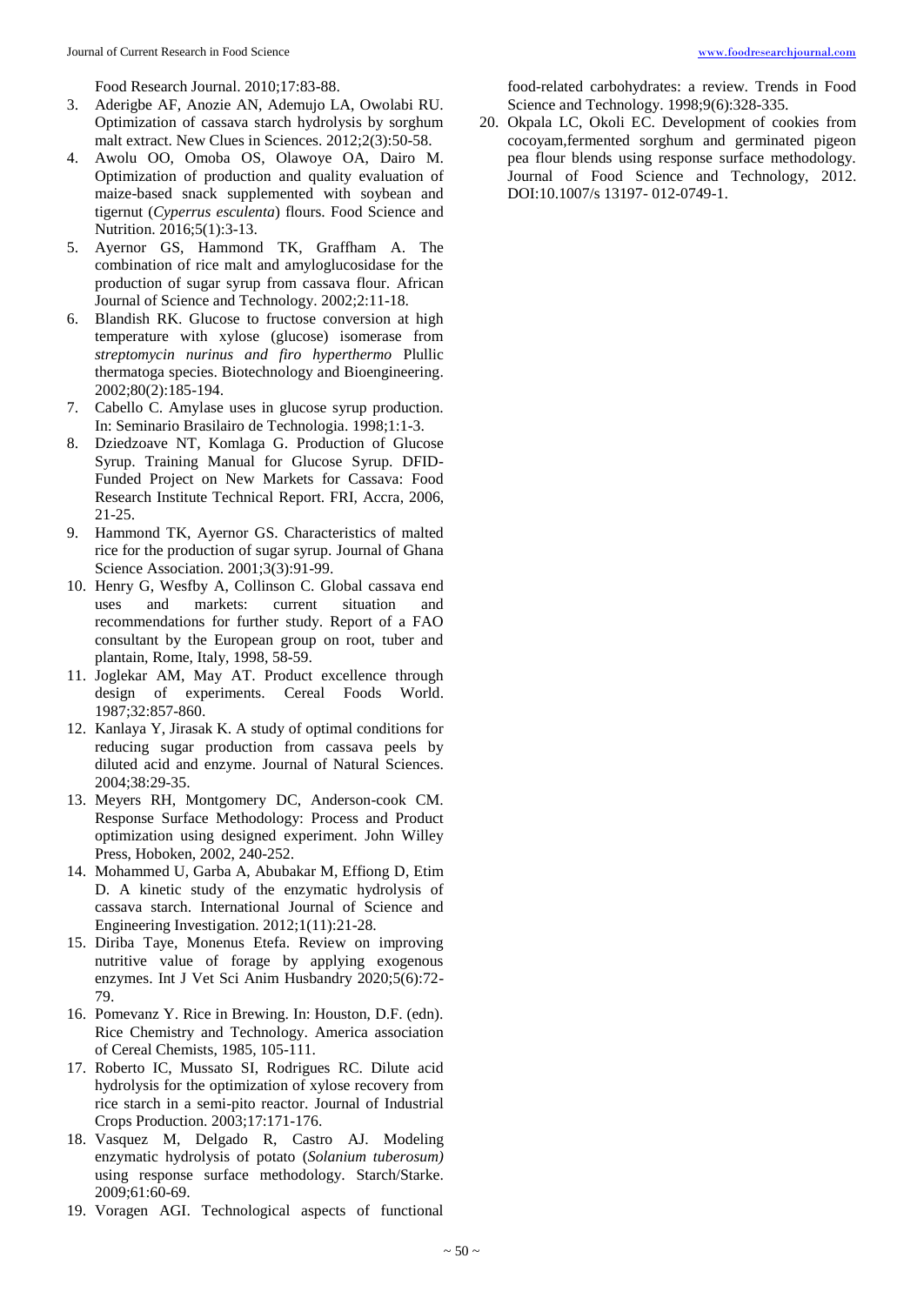Food Research Journal. 2010;17:83-88.

3. Aderigbe AF, Anozie AN, Ademujo LA, Owolabi RU. Optimization of cassava starch hydrolysis by sorghum malt extract. New Clues in Sciences. 2012;2(3):50-58.
4. Awolu OO, Omoba OS, Olawoye OA, Dairo M. Optimization of production and quality evaluation of maize-based snack supplemented with soybean and tigernut (*Cyperrus esculenta*) flours. Food Science and Nutrition. 2016;5(1):3-13.
5. Ayernor GS, Hammond TK, Graffham A. The combination of rice malt and amyloglucosidase for the production of sugar syrup from cassava flour. African Journal of Science and Technology. 2002;2:11-18.
6. Blandish RK. Glucose to fructose conversion at high temperature with xylose (glucose) isomerase from *streptomycin nurinus and firo hyperthermo* Plullic thermatoga species. Biotechnology and Bioengineering. 2002;80(2):185-194.
7. Cabello C. Amylase uses in glucose syrup production. In: Seminario Brasilairo de Technologia. 1998;1:1-3.
8. Dziedzoave NT, Komlaga G. Production of Glucose Syrup. Training Manual for Glucose Syrup. DFID-Funded Project on New Markets for Cassava: Food Research Institute Technical Report. FRI, Accra, 2006, 21-25.
9. Hammond TK, Ayernor GS. Characteristics of malted rice for the production of sugar syrup. Journal of Ghana Science Association. 2001;3(3):91-99.
10. Henry G, Wesfby A, Collinson C. Global cassava end uses and markets: current situation and recommendations for further study. Report of a FAO consultant by the European group on root, tuber and plantain, Rome, Italy, 1998, 58-59.
11. Joglekar AM, May AT. Product excellence through design of experiments. Cereal Foods World. 1987;32:857-860.
12. Kanlaya Y, Jirasak K. A study of optimal conditions for reducing sugar production from cassava peels by diluted acid and enzyme. Journal of Natural Sciences. 2004;38:29-35.
13. Meyers RH, Montgomery DC, Anderson-cook CM. Response Surface Methodology: Process and Product optimization using designed experiment. John Willey Press, Hoboken, 2002, 240-252.
14. Mohammed U, Garba A, Abubakar M, Effiong D, Etim D. A kinetic study of the enzymatic hydrolysis of cassava starch. International Journal of Science and Engineering Investigation. 2012;1(11):21-28.
15. Diriba Taye, Monenus Etefa. Review on improving nutritive value of forage by applying exogenous enzymes. Int J Vet Sci Anim Husbandry 2020;5(6):72-79.
16. Pomevanz Y. Rice in Brewing. In: Houston, D.F. (edn). Rice Chemistry and Technology. America association of Cereal Chemists, 1985, 105-111.
17. Roberto IC, Mussato SI, Rodrigues RC. Dilute acid hydrolysis for the optimization of xylose recovery from rice starch in a semi-pito reactor. Journal of Industrial Crops Production. 2003;17:171-176.
18. Vasquez M, Delgado R, Castro AJ. Modeling enzymatic hydrolysis of potato (*Solanium tuberosum)* using response surface methodology. Starch/Starke. 2009;61:60-69.
19. Voragen AGI. Technological aspects of functional food-related carbohydrates: a review. Trends in Food Science and Technology. 1998;9(6):328-335.
20. Okpala LC, Okoli EC. Development of cookies from cocoyam,fermented sorghum and germinated pigeon pea flour blends using response surface methodology. Journal of Food Science and Technology, 2012. DOI:10.1007/s 13197- 012-0749-1.